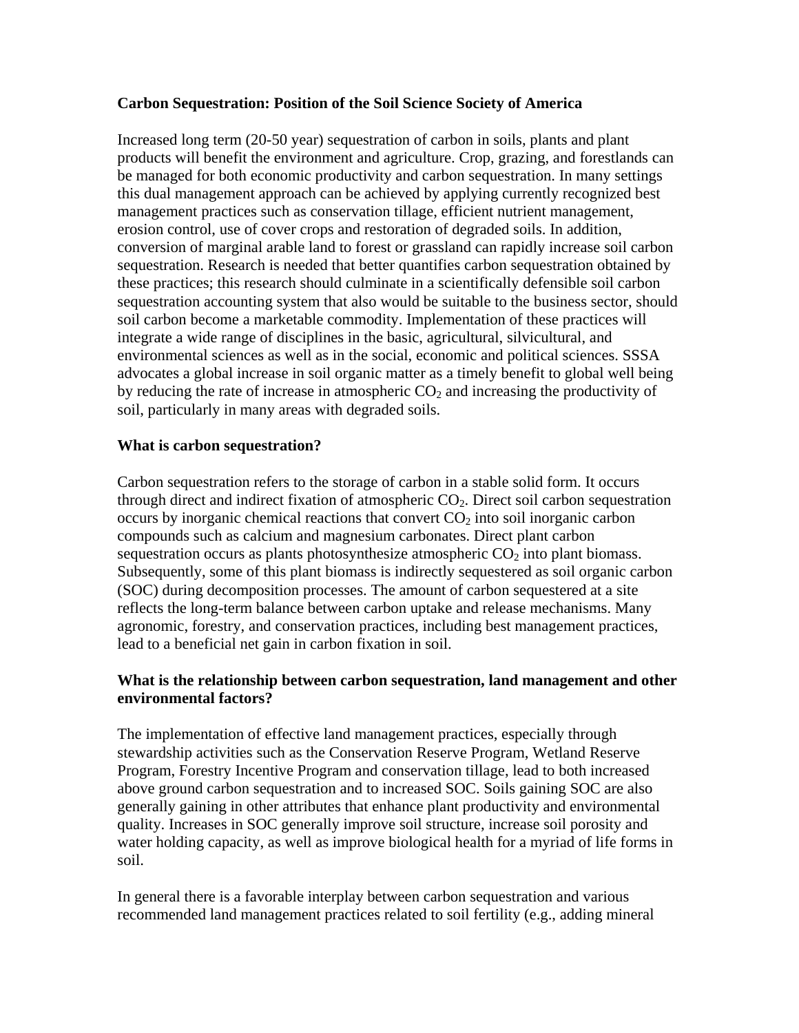# Carbon Sequestration: Position of the Soil Science Society of America

Increased long term (20-50 year) sequestration of carbon in soils, plants and plant products will benefit the environment and agriculture. Crop, grazing, and forestlands can be managed for both economic productivity and carbon sequestration. In many settings this dual management approach can be achieved by applying currently recognized best management practices such as conservation tillage, efficient nutrient management, erosion control, use of cover crops and restoration of degraded soils. In addition, conversion of marginal arable land to forest or grassland can rapidly increase soil carbon sequestration. Research is needed that better quantifies carbon sequestration obtained by these practices; this research should culminate in a scientifically defensible soil carbon sequestration accounting system that also would be suitable to the business sector, should soil carbon become a marketable commodity. Implementation of these practices will integrate a wide range of disciplines in the basic, agricultural, silvicultural, and environmental sciences as well as in the social, economic and political sciences. SSSA advocates a global increase in soil organic matter as a timely benefit to global well being by reducing the rate of increase in atmospheric $CO_2$ and increasing the productivity of soil, particularly in many areas with degraded soils.

## What is carbon sequestration?

Carbon sequestration refers to the storage of carbon in a stable solid form. It occurs through direct and indirect fixation of atmospheric $CO_2$. Direct soil carbon sequestration occurs by inorganic chemical reactions that convert $CO_2$ into soil inorganic carbon compounds such as calcium and magnesium carbonates. Direct plant carbon sequestration occurs as plants photosynthesize atmospheric $CO_2$ into plant biomass. Subsequently, some of this plant biomass is indirectly sequestered as soil organic carbon (SOC) during decomposition processes. The amount of carbon sequestered at a site reflects the long-term balance between carbon uptake and release mechanisms. Many agronomic, forestry, and conservation practices, including best management practices, lead to a beneficial net gain in carbon fixation in soil.

## What is the relationship between carbon sequestration, land management and other environmental factors?

The implementation of effective land management practices, especially through stewardship activities such as the Conservation Reserve Program, Wetland Reserve Program, Forestry Incentive Program and conservation tillage, lead to both increased above ground carbon sequestration and to increased SOC. Soils gaining SOC are also generally gaining in other attributes that enhance plant productivity and environmental quality. Increases in SOC generally improve soil structure, increase soil porosity and water holding capacity, as well as improve biological health for a myriad of life forms in soil.

In general there is a favorable interplay between carbon sequestration and various recommended land management practices related to soil fertility (e.g., adding mineral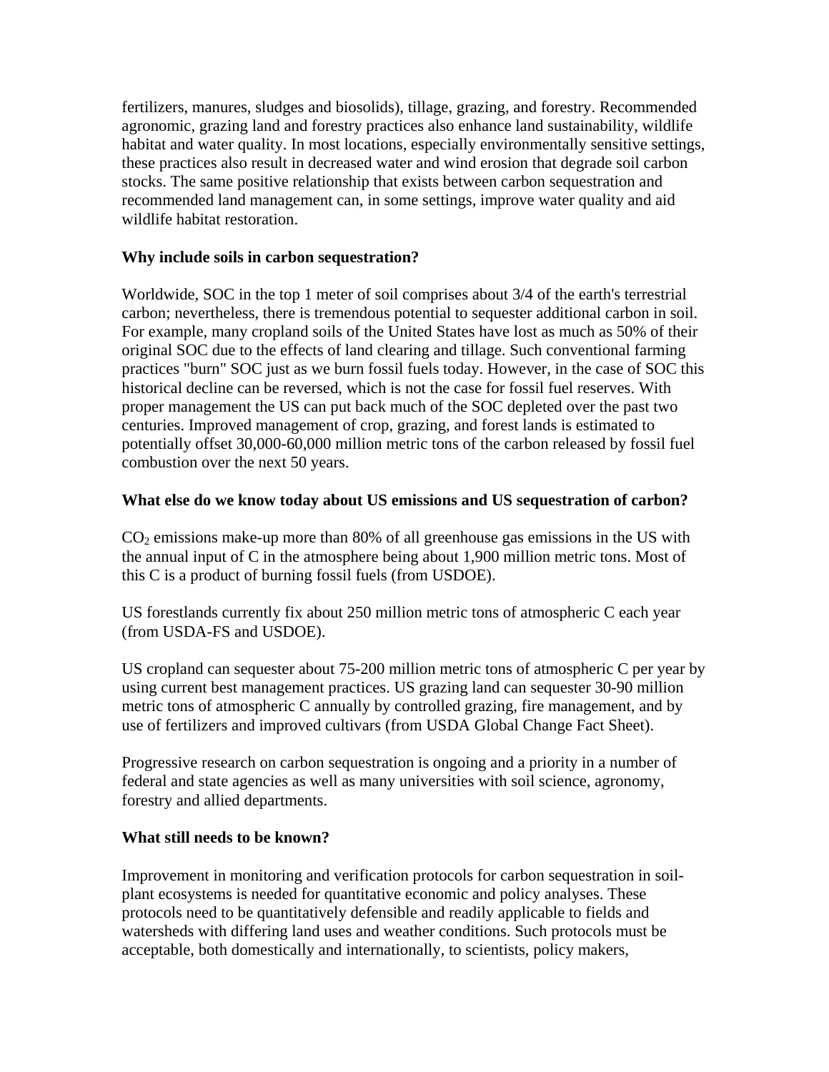fertilizers, manures, sludges and biosolids), tillage, grazing, and forestry. Recommended agronomic, grazing land and forestry practices also enhance land sustainability, wildlife habitat and water quality. In most locations, especially environmentally sensitive settings, these practices also result in decreased water and wind erosion that degrade soil carbon stocks. The same positive relationship that exists between carbon sequestration and recommended land management can, in some settings, improve water quality and aid wildlife habitat restoration.

**Why include soils in carbon sequestration?**

Worldwide, SOC in the top 1 meter of soil comprises about 3/4 of the earth's terrestrial carbon; nevertheless, there is tremendous potential to sequester additional carbon in soil. For example, many cropland soils of the United States have lost as much as 50% of their original SOC due to the effects of land clearing and tillage. Such conventional farming practices "burn" SOC just as we burn fossil fuels today. However, in the case of SOC this historical decline can be reversed, which is not the case for fossil fuel reserves. With proper management the US can put back much of the SOC depleted over the past two centuries. Improved management of crop, grazing, and forest lands is estimated to potentially offset 30,000-60,000 million metric tons of the carbon released by fossil fuel combustion over the next 50 years.

**What else do we know today about US emissions and US sequestration of carbon?**

$CO_2$ emissions make-up more than 80% of all greenhouse gas emissions in the US with the annual input of C in the atmosphere being about 1,900 million metric tons. Most of this C is a product of burning fossil fuels (from USDOE).

US forestlands currently fix about 250 million metric tons of atmospheric C each year (from USDA-FS and USDOE).

US cropland can sequester about 75-200 million metric tons of atmospheric C per year by using current best management practices. US grazing land can sequester 30-90 million metric tons of atmospheric C annually by controlled grazing, fire management, and by use of fertilizers and improved cultivars (from USDA Global Change Fact Sheet).

Progressive research on carbon sequestration is ongoing and a priority in a number of federal and state agencies as well as many universities with soil science, agronomy, forestry and allied departments.

**What still needs to be known?**

Improvement in monitoring and verification protocols for carbon sequestration in soil-plant ecosystems is needed for quantitative economic and policy analyses. These protocols need to be quantitatively defensible and readily applicable to fields and watersheds with differing land uses and weather conditions. Such protocols must be acceptable, both domestically and internationally, to scientists, policy makers,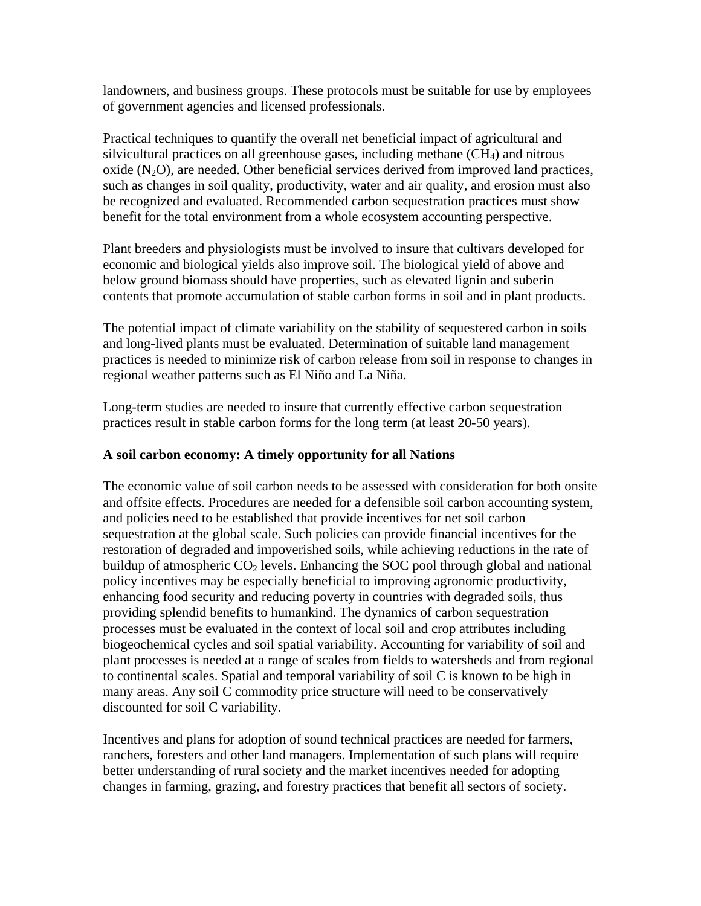landowners, and business groups. These protocols must be suitable for use by employees of government agencies and licensed professionals.

Practical techniques to quantify the overall net beneficial impact of agricultural and silvicultural practices on all greenhouse gases, including methane ($CH_4$) and nitrous oxide ($N_2O$), are needed. Other beneficial services derived from improved land practices, such as changes in soil quality, productivity, water and air quality, and erosion must also be recognized and evaluated. Recommended carbon sequestration practices must show benefit for the total environment from a whole ecosystem accounting perspective.

Plant breeders and physiologists must be involved to insure that cultivars developed for economic and biological yields also improve soil. The biological yield of above and below ground biomass should have properties, such as elevated lignin and suberin contents that promote accumulation of stable carbon forms in soil and in plant products.

The potential impact of climate variability on the stability of sequestered carbon in soils and long-lived plants must be evaluated. Determination of suitable land management practices is needed to minimize risk of carbon release from soil in response to changes in regional weather patterns such as El Niño and La Niña.

Long-term studies are needed to insure that currently effective carbon sequestration practices result in stable carbon forms for the long term (at least 20-50 years).

**A soil carbon economy: A timely opportunity for all Nations**

The economic value of soil carbon needs to be assessed with consideration for both onsite and offsite effects. Procedures are needed for a defensible soil carbon accounting system, and policies need to be established that provide incentives for net soil carbon sequestration at the global scale. Such policies can provide financial incentives for the restoration of degraded and impoverished soils, while achieving reductions in the rate of buildup of atmospheric $CO_2$ levels. Enhancing the SOC pool through global and national policy incentives may be especially beneficial to improving agronomic productivity, enhancing food security and reducing poverty in countries with degraded soils, thus providing splendid benefits to humankind. The dynamics of carbon sequestration processes must be evaluated in the context of local soil and crop attributes including biogeochemical cycles and soil spatial variability. Accounting for variability of soil and plant processes is needed at a range of scales from fields to watersheds and from regional to continental scales. Spatial and temporal variability of soil C is known to be high in many areas. Any soil C commodity price structure will need to be conservatively discounted for soil C variability.

Incentives and plans for adoption of sound technical practices are needed for farmers, ranchers, foresters and other land managers. Implementation of such plans will require better understanding of rural society and the market incentives needed for adopting changes in farming, grazing, and forestry practices that benefit all sectors of society.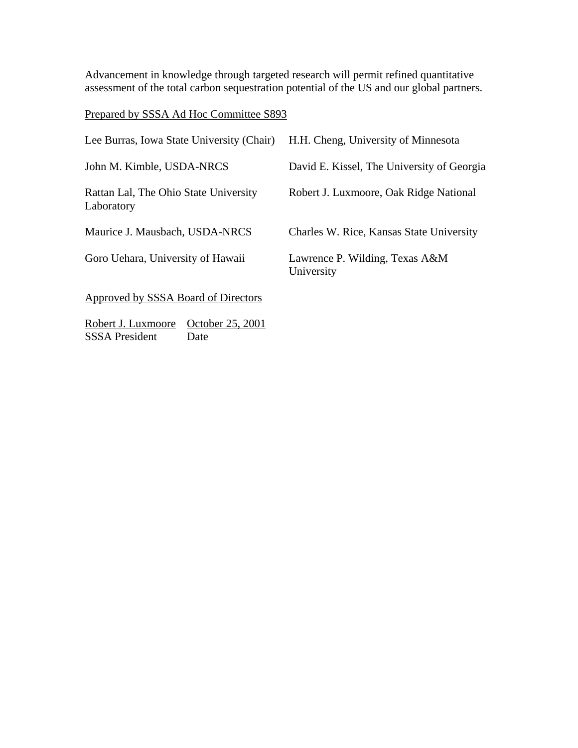Advancement in knowledge through targeted research will permit refined quantitative assessment of the total carbon sequestration potential of the US and our global partners.

Prepared by SSSA Ad Hoc Committee S893

Lee Burras, Iowa State University (Chair)

H.H. Cheng, University of Minnesota

John M. Kimble, USDA-NRCS

David E. Kissel, The University of Georgia

Rattan Lal, The Ohio State University

Robert J. Luxmoore, Oak Ridge National Laboratory

Maurice J. Mausbach, USDA-NRCS

Charles W. Rice, Kansas State University

Goro Uehara, University of Hawaii

Lawrence P. Wilding, Texas A&M University

Approved by SSSA Board of Directors

| | |
|---|---|
| Robert J. Luxmoore | October 25, 2001 |
| SSSA President | Date |